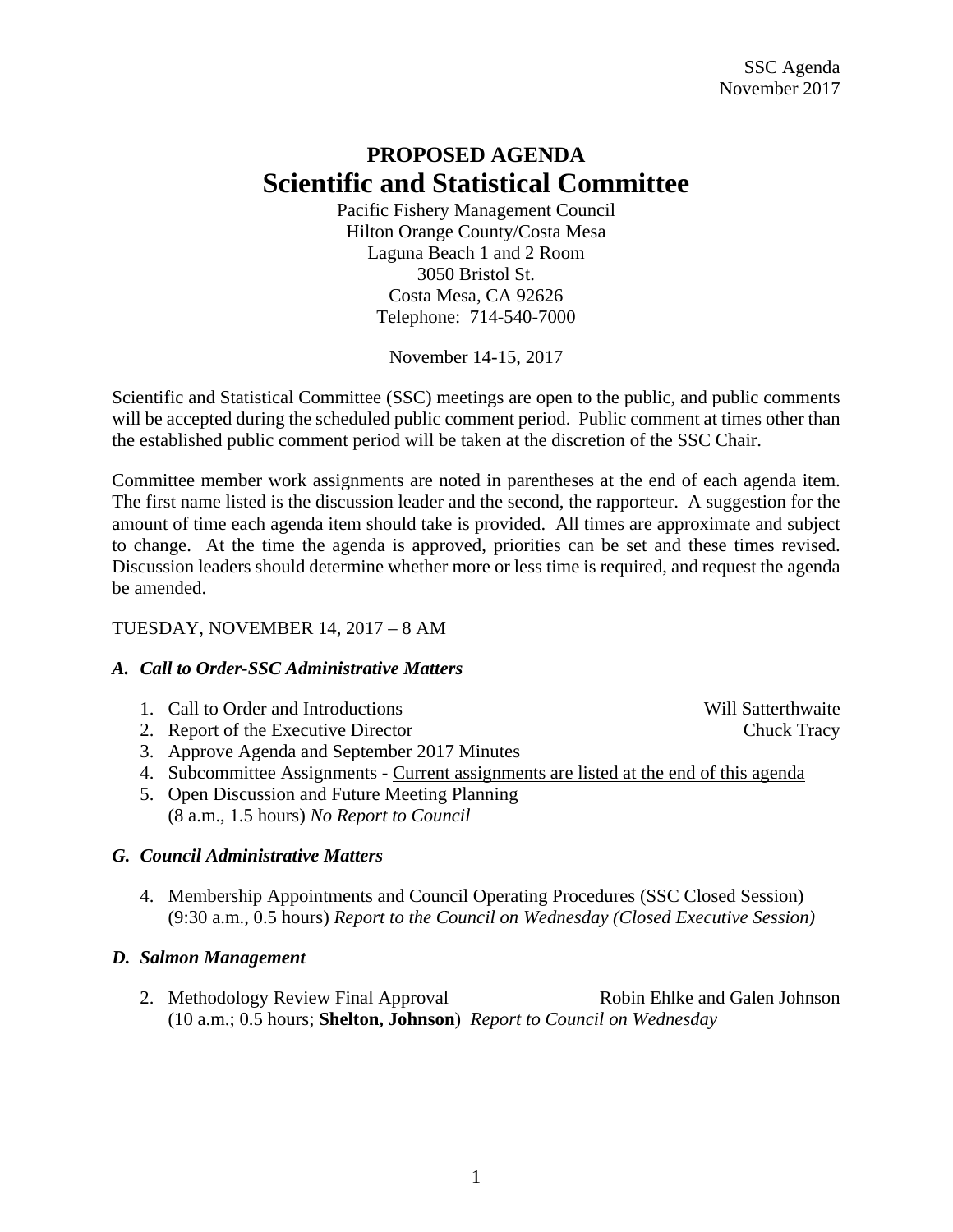# PROPOSED AGENDA
# Scientific and Statistical Committee

Pacific Fishery Management Council
Hilton Orange County/Costa Mesa
Laguna Beach 1 and 2 Room
3050 Bristol St.
Costa Mesa, CA 92626
Telephone: 714-540-7000

November 14-15, 2017

Scientific and Statistical Committee (SSC) meetings are open to the public, and public comments will be accepted during the scheduled public comment period. Public comment at times other than the established public comment period will be taken at the discretion of the SSC Chair.

Committee member work assignments are noted in parentheses at the end of each agenda item. The first name listed is the discussion leader and the second, the rapporteur. A suggestion for the amount of time each agenda item should take is provided. All times are approximate and subject to change. At the time the agenda is approved, priorities can be set and these times revised. Discussion leaders should determine whether more or less time is required, and request the agenda be amended.

TUESDAY, NOVEMBER 14, 2017 – 8 AM

### *A. Call to Order-SSC Administrative Matters*

1. Call to Order and Introductions — Will Satterthwaite
2. Report of the Executive Director — Chuck Tracy
3. Approve Agenda and September 2017 Minutes
4. Subcommittee Assignments - Current assignments are listed at the end of this agenda
5. Open Discussion and Future Meeting Planning
   (8 a.m., 1.5 hours) *No Report to Council*

### *G. Council Administrative Matters*

4. Membership Appointments and Council Operating Procedures (SSC Closed Session)
   (9:30 a.m., 0.5 hours) *Report to the Council on Wednesday (Closed Executive Session)*

### *D. Salmon Management*

2. Methodology Review Final Approval — Robin Ehlke and Galen Johnson
   (10 a.m.; 0.5 hours; **Shelton, Johnson**) *Report to Council on Wednesday*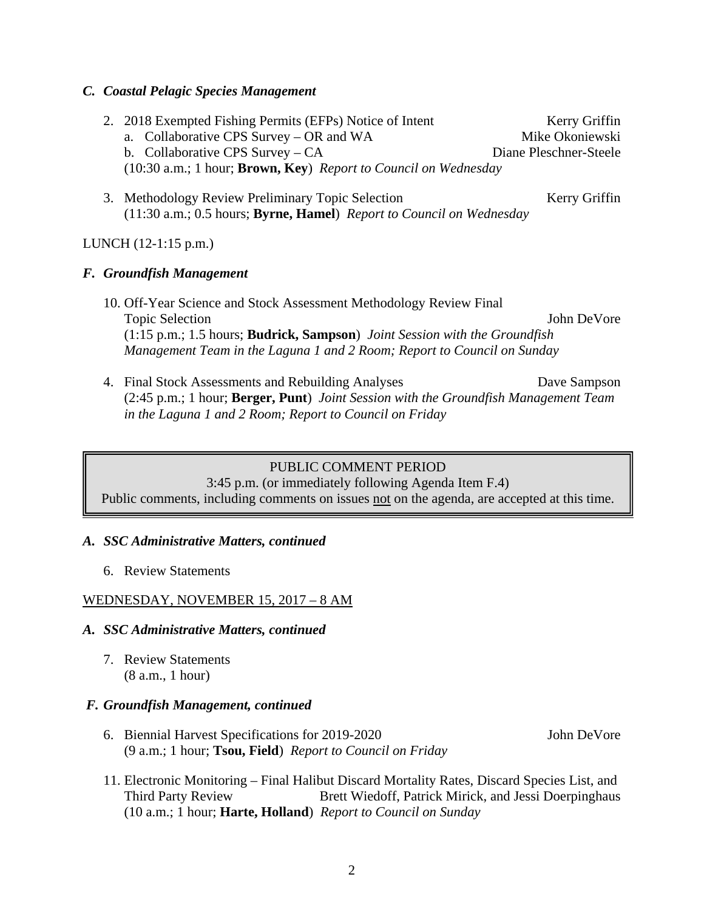### *C. Coastal Pelagic Species Management*

2. 2018 Exempted Fishing Permits (EFPs) Notice of Intent — Kerry Griffin
   a. Collaborative CPS Survey – OR and WA — Mike Okoniewski
   b. Collaborative CPS Survey – CA — Diane Pleschner-Steele
   (10:30 a.m.; 1 hour; **Brown, Key**) *Report to Council on Wednesday*

3. Methodology Review Preliminary Topic Selection — Kerry Griffin
   (11:30 a.m.; 0.5 hours; **Byrne, Hamel**) *Report to Council on Wednesday*

LUNCH (12-1:15 p.m.)

### *F. Groundfish Management*

10. Off-Year Science and Stock Assessment Methodology Review Final Topic Selection — John DeVore
    (1:15 p.m.; 1.5 hours; **Budrick, Sampson**) *Joint Session with the Groundfish Management Team in the Laguna 1 and 2 Room; Report to Council on Sunday*

4. Final Stock Assessments and Rebuilding Analyses — Dave Sampson
   (2:45 p.m.; 1 hour; **Berger, Punt**) *Joint Session with the Groundfish Management Team in the Laguna 1 and 2 Room; Report to Council on Friday*

> PUBLIC COMMENT PERIOD
> 3:45 p.m. (or immediately following Agenda Item F.4)
> Public comments, including comments on issues <u>not</u> on the agenda, are accepted at this time.

### *A. SSC Administrative Matters, continued*

6. Review Statements

<u>WEDNESDAY, NOVEMBER 15, 2017 – 8 AM</u>

### *A. SSC Administrative Matters, continued*

7. Review Statements
   (8 a.m., 1 hour)

### *F. Groundfish Management, continued*

6. Biennial Harvest Specifications for 2019-2020 — John DeVore
   (9 a.m.; 1 hour; **Tsou, Field**) *Report to Council on Friday*

11. Electronic Monitoring – Final Halibut Discard Mortality Rates, Discard Species List, and Third Party Review — Brett Wiedoff, Patrick Mirick, and Jessi Doerpinghaus
    (10 a.m.; 1 hour; **Harte, Holland**) *Report to Council on Sunday*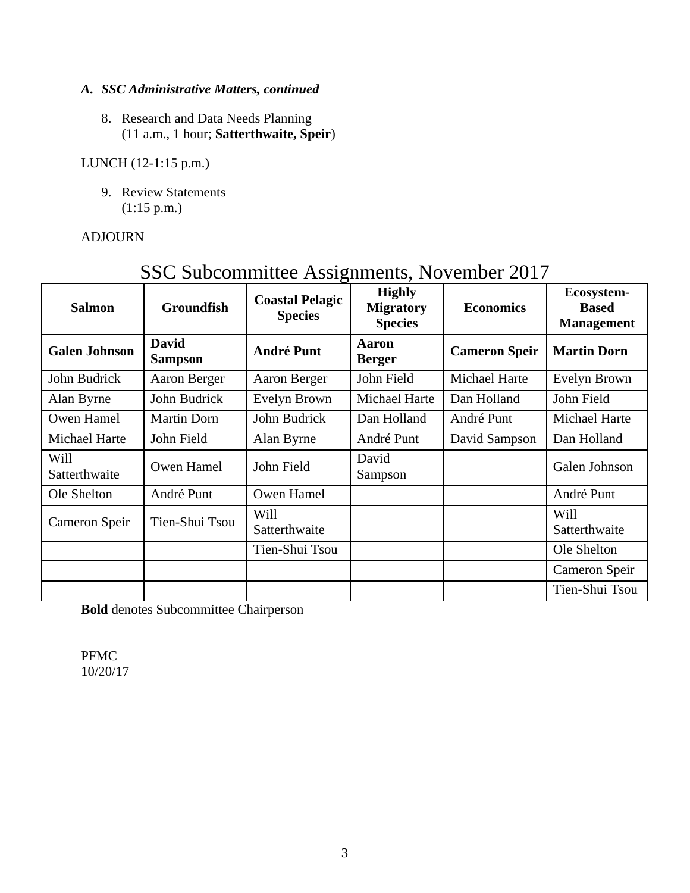***A. SSC Administrative Matters, continued***

8. Research and Data Needs Planning
   (11 a.m., 1 hour; **Satterthwaite, Speir**)

LUNCH (12-1:15 p.m.)

9. Review Statements
   (1:15 p.m.)

ADJOURN

## SSC Subcommittee Assignments, November 2017

| Salmon | Groundfish | Coastal Pelagic Species | Highly Migratory Species | Economics | Ecosystem-Based Management |
|---|---|---|---|---|---|
| **Galen Johnson** | **David Sampson** | **André Punt** | **Aaron Berger** | **Cameron Speir** | **Martin Dorn** |
| John Budrick | Aaron Berger | Aaron Berger | John Field | Michael Harte | Evelyn Brown |
| Alan Byrne | John Budrick | Evelyn Brown | Michael Harte | Dan Holland | John Field |
| Owen Hamel | Martin Dorn | John Budrick | Dan Holland | André Punt | Michael Harte |
| Michael Harte | John Field | Alan Byrne | André Punt | David Sampson | Dan Holland |
| Will Satterthwaite | Owen Hamel | John Field | David Sampson | | Galen Johnson |
| Ole Shelton | André Punt | Owen Hamel | | | André Punt |
| Cameron Speir | Tien-Shui Tsou | Will Satterthwaite | | | Will Satterthwaite |
| | | Tien-Shui Tsou | | | Ole Shelton |
| | | | | | Cameron Speir |
| | | | | | Tien-Shui Tsou |

**Bold** denotes Subcommittee Chairperson

PFMC
10/20/17